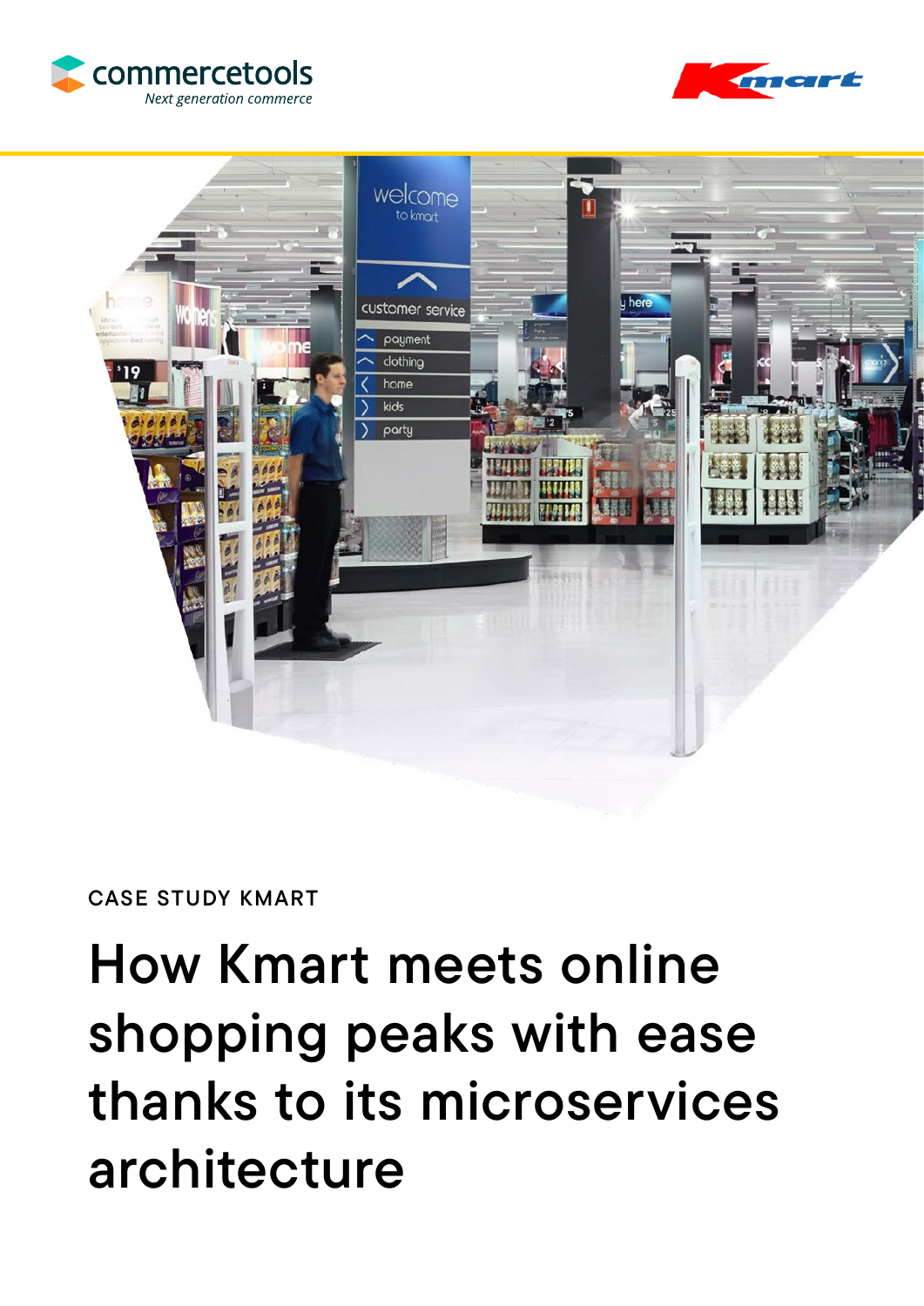CASE STUDY KMART

# How Kmart meets online shopping peaks with ease thanks to its microservices architecture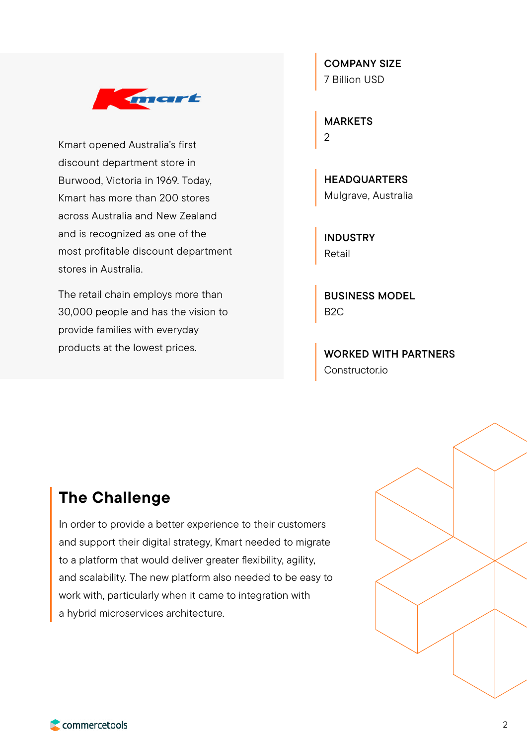Kmart opened Australia's first discount department store in Burwood, Victoria in 1969. Today, Kmart has more than 200 stores across Australia and New Zealand and is recognized as one of the most profitable discount department stores in Australia.

The retail chain employs more than 30,000 people and has the vision to provide families with everyday products at the lowest prices.

**COMPANY SIZE**
7 Billion USD

**MARKETS**
2

**HEADQUARTERS**
Mulgrave, Australia

**INDUSTRY**
Retail

**BUSINESS MODEL**
B2C

**WORKED WITH PARTNERS**
Constructor.io

## The Challenge

In order to provide a better experience to their customers and support their digital strategy, Kmart needed to migrate to a platform that would deliver greater flexibility, agility, and scalability. The new platform also needed to be easy to work with, particularly when it came to integration with a hybrid microservices architecture.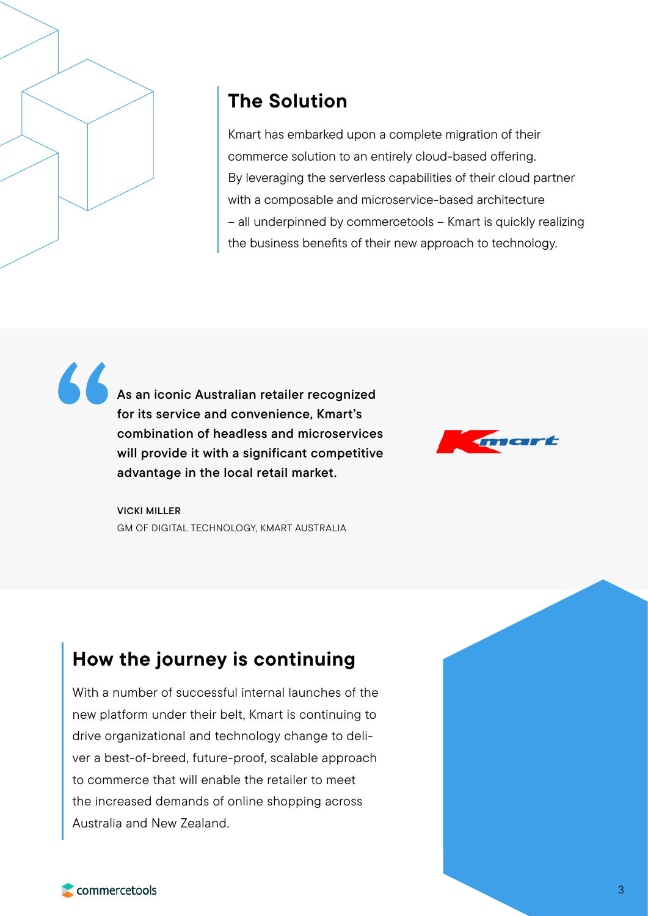## The Solution

Kmart has embarked upon a complete migration of their commerce solution to an entirely cloud-based offering. By leveraging the serverless capabilities of their cloud partner with a composable and microservice-based architecture – all underpinned by commercetools – Kmart is quickly realizing the business benefits of their new approach to technology.

> **As an iconic Australian retailer recognized for its service and convenience, Kmart's combination of headless and microservices will provide it with a significant competitive advantage in the local retail market.**

**VICKI MILLER**
GM OF DIGITAL TECHNOLOGY, KMART AUSTRALIA

## How the journey is continuing

With a number of successful internal launches of the new platform under their belt, Kmart is continuing to drive organizational and technology change to deliver a best-of-breed, future-proof, scalable approach to commerce that will enable the retailer to meet the increased demands of online shopping across Australia and New Zealand.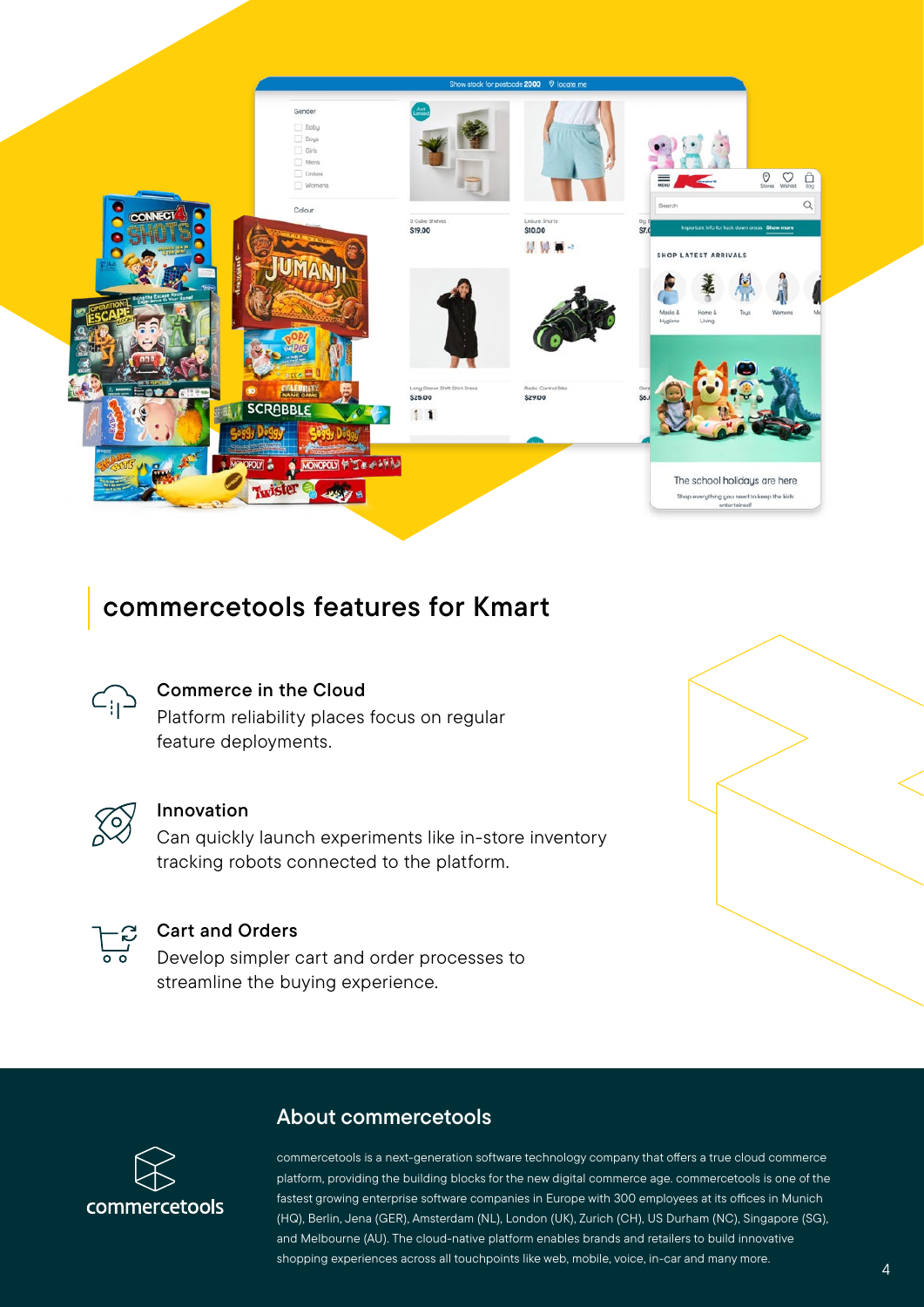## commercetools features for Kmart

**Commerce in the Cloud**
Platform reliability places focus on regular feature deployments.

**Innovation**
Can quickly launch experiments like in-store inventory tracking robots connected to the platform.

**Cart and Orders**
Develop simpler cart and order processes to streamline the buying experience.

commercetools

## About commercetools

commercetools is a next-generation software technology company that offers a true cloud commerce platform, providing the building blocks for the new digital commerce age. commercetools is one of the fastest growing enterprise software companies in Europe with 300 employees at its offices in Munich (HQ), Berlin, Jena (GER), Amsterdam (NL), London (UK), Zurich (CH), US Durham (NC), Singapore (SG), and Melbourne (AU). The cloud-native platform enables brands and retailers to build innovative shopping experiences across all touchpoints like web, mobile, voice, in-car and many more.